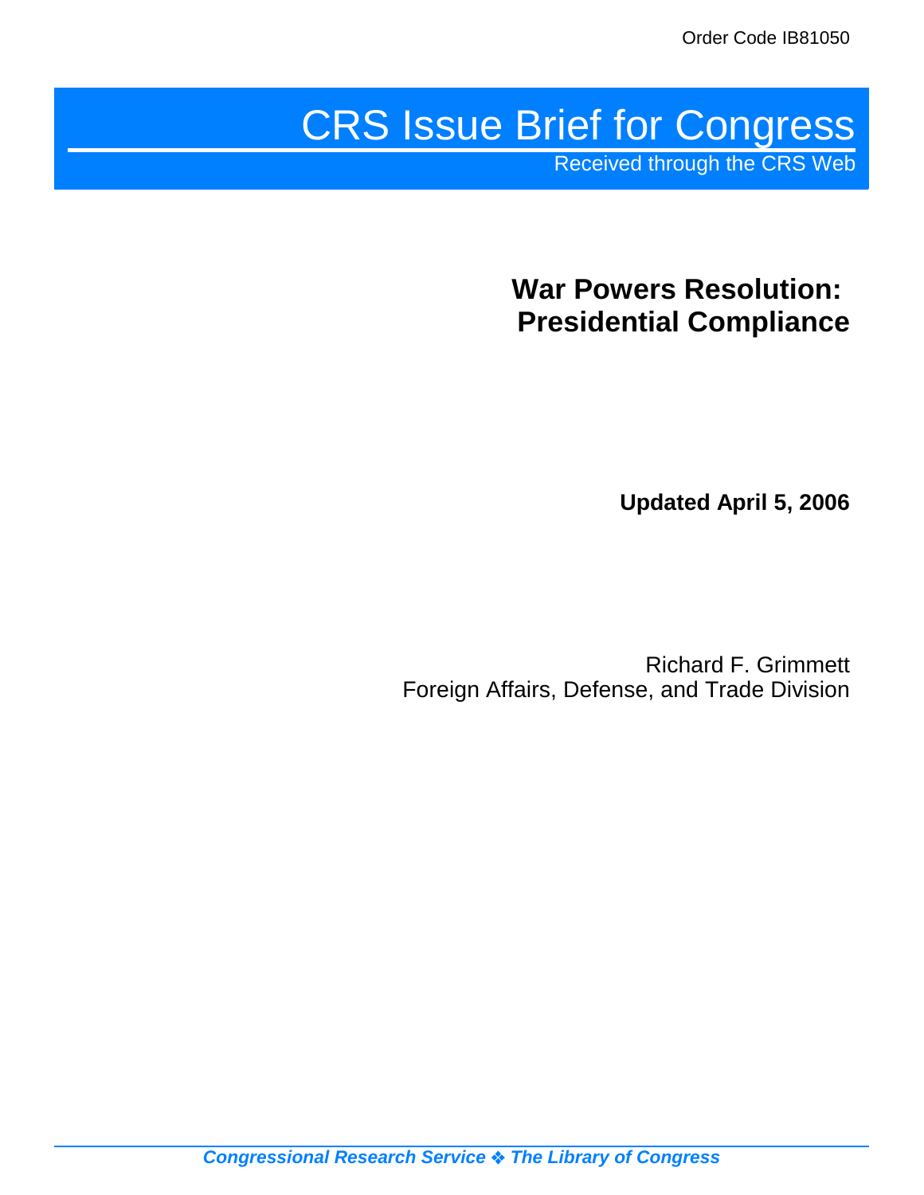Order Code IB81050

# CRS Issue Brief for Congress

Received through the CRS Web

## War Powers Resolution: Presidential Compliance

**Updated April 5, 2006**

Richard F. Grimmett
Foreign Affairs, Defense, and Trade Division

*Congressional Research Service ❖ The Library of Congress*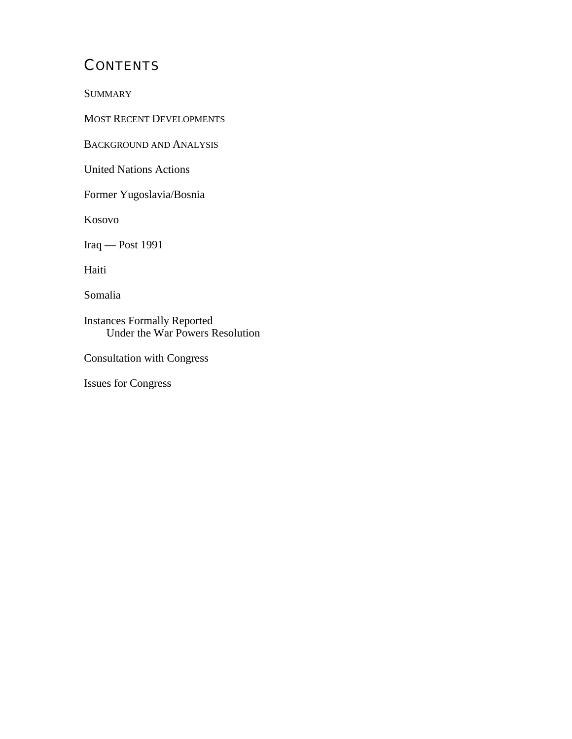# CONTENTS

SUMMARY

MOST RECENT DEVELOPMENTS

BACKGROUND AND ANALYSIS

United Nations Actions

Former Yugoslavia/Bosnia

Kosovo

Iraq — Post 1991

Haiti

Somalia

Instances Formally Reported
Under the War Powers Resolution

Consultation with Congress

Issues for Congress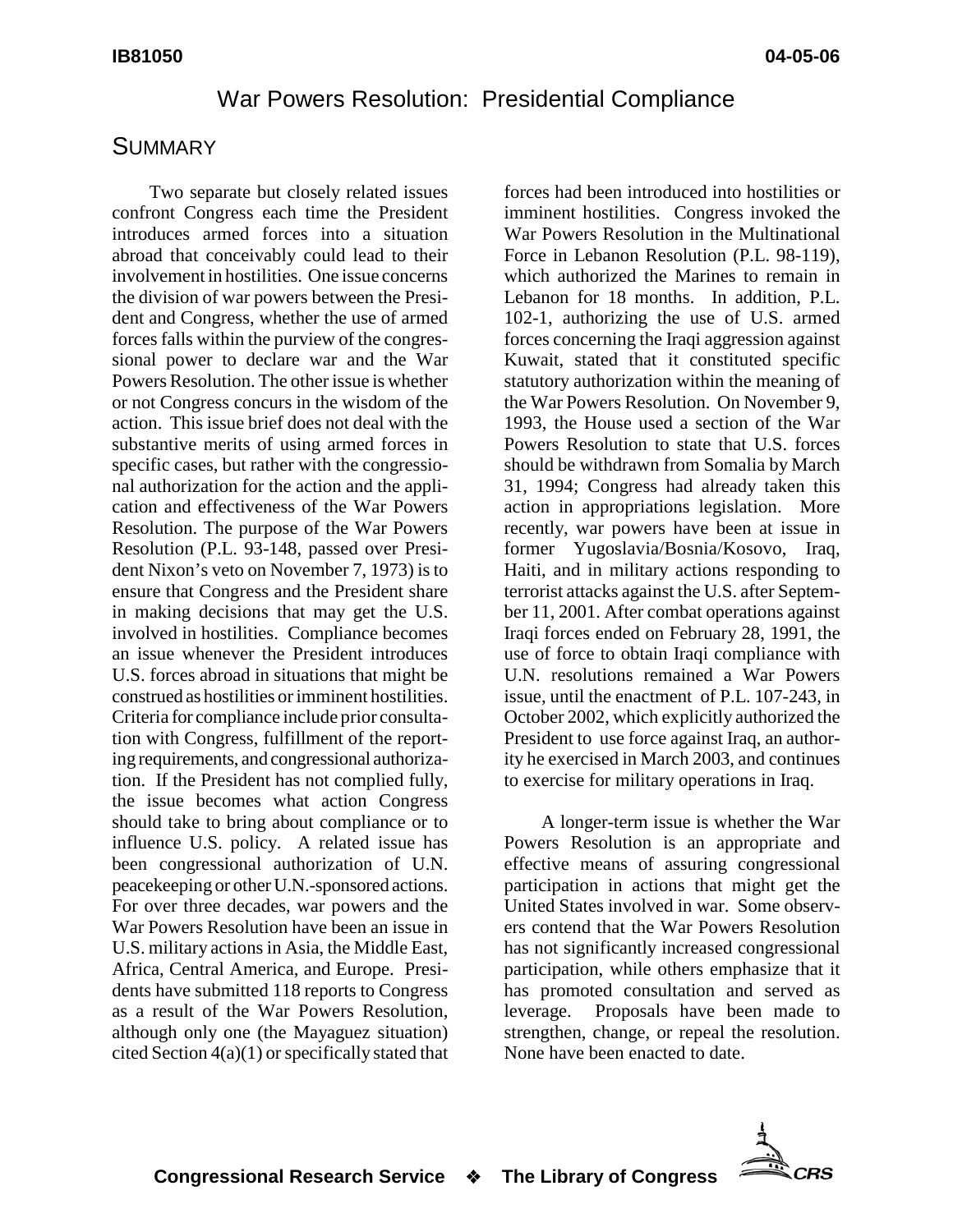# War Powers Resolution: Presidential Compliance

## Summary

Two separate but closely related issues confront Congress each time the President introduces armed forces into a situation abroad that conceivably could lead to their involvement in hostilities. One issue concerns the division of war powers between the President and Congress, whether the use of armed forces falls within the purview of the congressional power to declare war and the War Powers Resolution. The other issue is whether or not Congress concurs in the wisdom of the action. This issue brief does not deal with the substantive merits of using armed forces in specific cases, but rather with the congressional authorization for the action and the application and effectiveness of the War Powers Resolution. The purpose of the War Powers Resolution (P.L. 93-148, passed over President Nixon's veto on November 7, 1973) is to ensure that Congress and the President share in making decisions that may get the U.S. involved in hostilities. Compliance becomes an issue whenever the President introduces U.S. forces abroad in situations that might be construed as hostilities or imminent hostilities. Criteria for compliance include prior consultation with Congress, fulfillment of the reporting requirements, and congressional authorization. If the President has not complied fully, the issue becomes what action Congress should take to bring about compliance or to influence U.S. policy. A related issue has been congressional authorization of U.N. peacekeeping or other U.N.-sponsored actions. For over three decades, war powers and the War Powers Resolution have been an issue in U.S. military actions in Asia, the Middle East, Africa, Central America, and Europe. Presidents have submitted 118 reports to Congress as a result of the War Powers Resolution, although only one (the Mayaguez situation) cited Section 4(a)(1) or specifically stated that forces had been introduced into hostilities or imminent hostilities. Congress invoked the War Powers Resolution in the Multinational Force in Lebanon Resolution (P.L. 98-119), which authorized the Marines to remain in Lebanon for 18 months. In addition, P.L. 102-1, authorizing the use of U.S. armed forces concerning the Iraqi aggression against Kuwait, stated that it constituted specific statutory authorization within the meaning of the War Powers Resolution. On November 9, 1993, the House used a section of the War Powers Resolution to state that U.S. forces should be withdrawn from Somalia by March 31, 1994; Congress had already taken this action in appropriations legislation. More recently, war powers have been at issue in former Yugoslavia/Bosnia/Kosovo, Iraq, Haiti, and in military actions responding to terrorist attacks against the U.S. after September 11, 2001. After combat operations against Iraqi forces ended on February 28, 1991, the use of force to obtain Iraqi compliance with U.N. resolutions remained a War Powers issue, until the enactment of P.L. 107-243, in October 2002, which explicitly authorized the President to use force against Iraq, an authority he exercised in March 2003, and continues to exercise for military operations in Iraq.

A longer-term issue is whether the War Powers Resolution is an appropriate and effective means of assuring congressional participation in actions that might get the United States involved in war. Some observers contend that the War Powers Resolution has not significantly increased congressional participation, while others emphasize that it has promoted consultation and served as leverage. Proposals have been made to strengthen, change, or repeal the resolution. None have been enacted to date.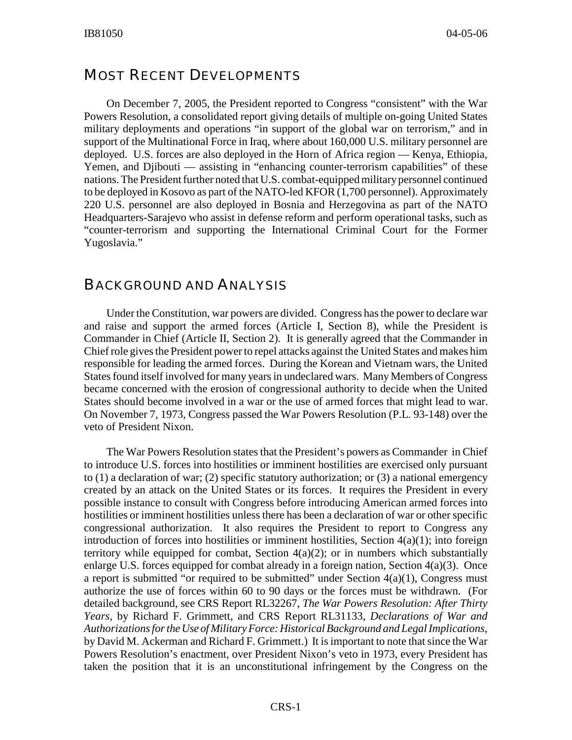## MOST RECENT DEVELOPMENTS

On December 7, 2005, the President reported to Congress "consistent" with the War Powers Resolution, a consolidated report giving details of multiple on-going United States military deployments and operations "in support of the global war on terrorism," and in support of the Multinational Force in Iraq, where about 160,000 U.S. military personnel are deployed. U.S. forces are also deployed in the Horn of Africa region — Kenya, Ethiopia, Yemen, and Djibouti — assisting in "enhancing counter-terrorism capabilities" of these nations. The President further noted that U.S. combat-equipped military personnel continued to be deployed in Kosovo as part of the NATO-led KFOR (1,700 personnel). Approximately 220 U.S. personnel are also deployed in Bosnia and Herzegovina as part of the NATO Headquarters-Sarajevo who assist in defense reform and perform operational tasks, such as "counter-terrorism and supporting the International Criminal Court for the Former Yugoslavia."

## BACKGROUND AND ANALYSIS

Under the Constitution, war powers are divided. Congress has the power to declare war and raise and support the armed forces (Article I, Section 8), while the President is Commander in Chief (Article II, Section 2). It is generally agreed that the Commander in Chief role gives the President power to repel attacks against the United States and makes him responsible for leading the armed forces. During the Korean and Vietnam wars, the United States found itself involved for many years in undeclared wars. Many Members of Congress became concerned with the erosion of congressional authority to decide when the United States should become involved in a war or the use of armed forces that might lead to war. On November 7, 1973, Congress passed the War Powers Resolution (P.L. 93-148) over the veto of President Nixon.

The War Powers Resolution states that the President's powers as Commander in Chief to introduce U.S. forces into hostilities or imminent hostilities are exercised only pursuant to (1) a declaration of war; (2) specific statutory authorization; or (3) a national emergency created by an attack on the United States or its forces. It requires the President in every possible instance to consult with Congress before introducing American armed forces into hostilities or imminent hostilities unless there has been a declaration of war or other specific congressional authorization. It also requires the President to report to Congress any introduction of forces into hostilities or imminent hostilities, Section 4(a)(1); into foreign territory while equipped for combat, Section 4(a)(2); or in numbers which substantially enlarge U.S. forces equipped for combat already in a foreign nation, Section 4(a)(3). Once a report is submitted "or required to be submitted" under Section 4(a)(1), Congress must authorize the use of forces within 60 to 90 days or the forces must be withdrawn. (For detailed background, see CRS Report RL32267, *The War Powers Resolution: After Thirty Years*, by Richard F. Grimmett, and CRS Report RL31133, *Declarations of War and Authorizations for the Use of Military Force: Historical Background and Legal Implications*, by David M. Ackerman and Richard F. Grimmett.) It is important to note that since the War Powers Resolution's enactment, over President Nixon's veto in 1973, every President has taken the position that it is an unconstitutional infringement by the Congress on the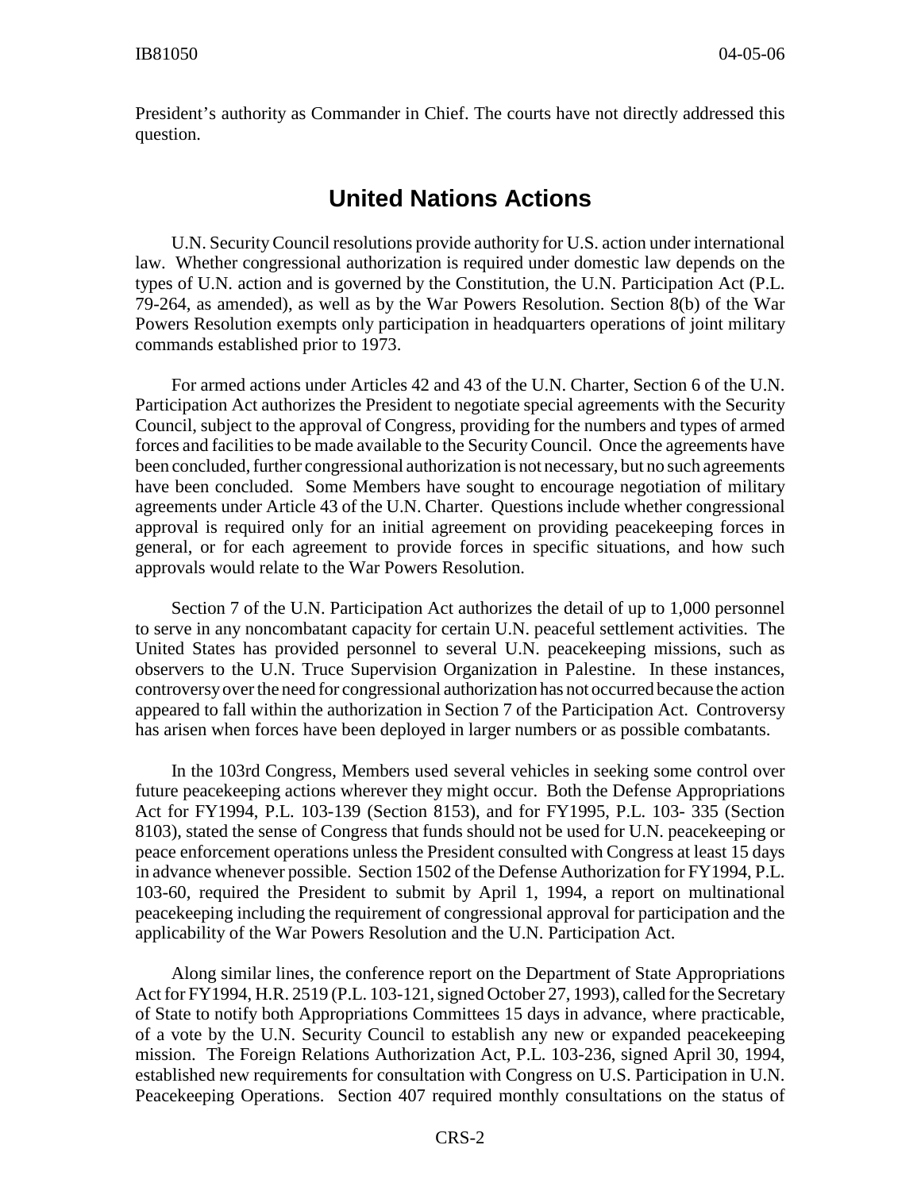President's authority as Commander in Chief. The courts have not directly addressed this question.

## United Nations Actions

U.N. Security Council resolutions provide authority for U.S. action under international law. Whether congressional authorization is required under domestic law depends on the types of U.N. action and is governed by the Constitution, the U.N. Participation Act (P.L. 79-264, as amended), as well as by the War Powers Resolution. Section 8(b) of the War Powers Resolution exempts only participation in headquarters operations of joint military commands established prior to 1973.

For armed actions under Articles 42 and 43 of the U.N. Charter, Section 6 of the U.N. Participation Act authorizes the President to negotiate special agreements with the Security Council, subject to the approval of Congress, providing for the numbers and types of armed forces and facilities to be made available to the Security Council. Once the agreements have been concluded, further congressional authorization is not necessary, but no such agreements have been concluded. Some Members have sought to encourage negotiation of military agreements under Article 43 of the U.N. Charter. Questions include whether congressional approval is required only for an initial agreement on providing peacekeeping forces in general, or for each agreement to provide forces in specific situations, and how such approvals would relate to the War Powers Resolution.

Section 7 of the U.N. Participation Act authorizes the detail of up to 1,000 personnel to serve in any noncombatant capacity for certain U.N. peaceful settlement activities. The United States has provided personnel to several U.N. peacekeeping missions, such as observers to the U.N. Truce Supervision Organization in Palestine. In these instances, controversy over the need for congressional authorization has not occurred because the action appeared to fall within the authorization in Section 7 of the Participation Act. Controversy has arisen when forces have been deployed in larger numbers or as possible combatants.

In the 103rd Congress, Members used several vehicles in seeking some control over future peacekeeping actions wherever they might occur. Both the Defense Appropriations Act for FY1994, P.L. 103-139 (Section 8153), and for FY1995, P.L. 103- 335 (Section 8103), stated the sense of Congress that funds should not be used for U.N. peacekeeping or peace enforcement operations unless the President consulted with Congress at least 15 days in advance whenever possible. Section 1502 of the Defense Authorization for FY1994, P.L. 103-60, required the President to submit by April 1, 1994, a report on multinational peacekeeping including the requirement of congressional approval for participation and the applicability of the War Powers Resolution and the U.N. Participation Act.

Along similar lines, the conference report on the Department of State Appropriations Act for FY1994, H.R. 2519 (P.L. 103-121, signed October 27, 1993), called for the Secretary of State to notify both Appropriations Committees 15 days in advance, where practicable, of a vote by the U.N. Security Council to establish any new or expanded peacekeeping mission. The Foreign Relations Authorization Act, P.L. 103-236, signed April 30, 1994, established new requirements for consultation with Congress on U.S. Participation in U.N. Peacekeeping Operations. Section 407 required monthly consultations on the status of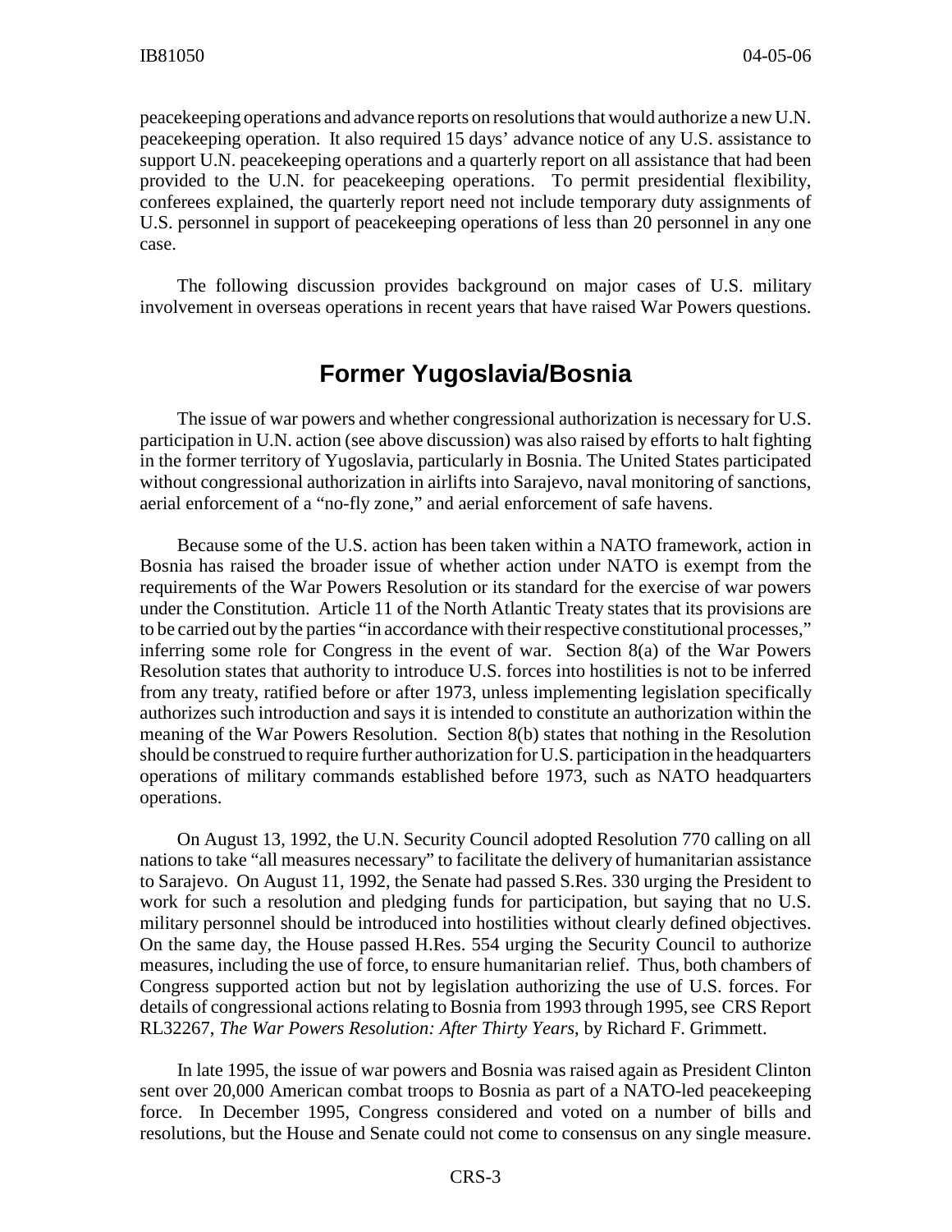peacekeeping operations and advance reports on resolutions that would authorize a new U.N. peacekeeping operation. It also required 15 days' advance notice of any U.S. assistance to support U.N. peacekeeping operations and a quarterly report on all assistance that had been provided to the U.N. for peacekeeping operations. To permit presidential flexibility, conferees explained, the quarterly report need not include temporary duty assignments of U.S. personnel in support of peacekeeping operations of less than 20 personnel in any one case.

The following discussion provides background on major cases of U.S. military involvement in overseas operations in recent years that have raised War Powers questions.

## Former Yugoslavia/Bosnia

The issue of war powers and whether congressional authorization is necessary for U.S. participation in U.N. action (see above discussion) was also raised by efforts to halt fighting in the former territory of Yugoslavia, particularly in Bosnia. The United States participated without congressional authorization in airlifts into Sarajevo, naval monitoring of sanctions, aerial enforcement of a "no-fly zone," and aerial enforcement of safe havens.

Because some of the U.S. action has been taken within a NATO framework, action in Bosnia has raised the broader issue of whether action under NATO is exempt from the requirements of the War Powers Resolution or its standard for the exercise of war powers under the Constitution. Article 11 of the North Atlantic Treaty states that its provisions are to be carried out by the parties "in accordance with their respective constitutional processes," inferring some role for Congress in the event of war. Section 8(a) of the War Powers Resolution states that authority to introduce U.S. forces into hostilities is not to be inferred from any treaty, ratified before or after 1973, unless implementing legislation specifically authorizes such introduction and says it is intended to constitute an authorization within the meaning of the War Powers Resolution. Section 8(b) states that nothing in the Resolution should be construed to require further authorization for U.S. participation in the headquarters operations of military commands established before 1973, such as NATO headquarters operations.

On August 13, 1992, the U.N. Security Council adopted Resolution 770 calling on all nations to take "all measures necessary" to facilitate the delivery of humanitarian assistance to Sarajevo. On August 11, 1992, the Senate had passed S.Res. 330 urging the President to work for such a resolution and pledging funds for participation, but saying that no U.S. military personnel should be introduced into hostilities without clearly defined objectives. On the same day, the House passed H.Res. 554 urging the Security Council to authorize measures, including the use of force, to ensure humanitarian relief. Thus, both chambers of Congress supported action but not by legislation authorizing the use of U.S. forces. For details of congressional actions relating to Bosnia from 1993 through 1995, see CRS Report RL32267, *The War Powers Resolution: After Thirty Years*, by Richard F. Grimmett.

In late 1995, the issue of war powers and Bosnia was raised again as President Clinton sent over 20,000 American combat troops to Bosnia as part of a NATO-led peacekeeping force. In December 1995, Congress considered and voted on a number of bills and resolutions, but the House and Senate could not come to consensus on any single measure.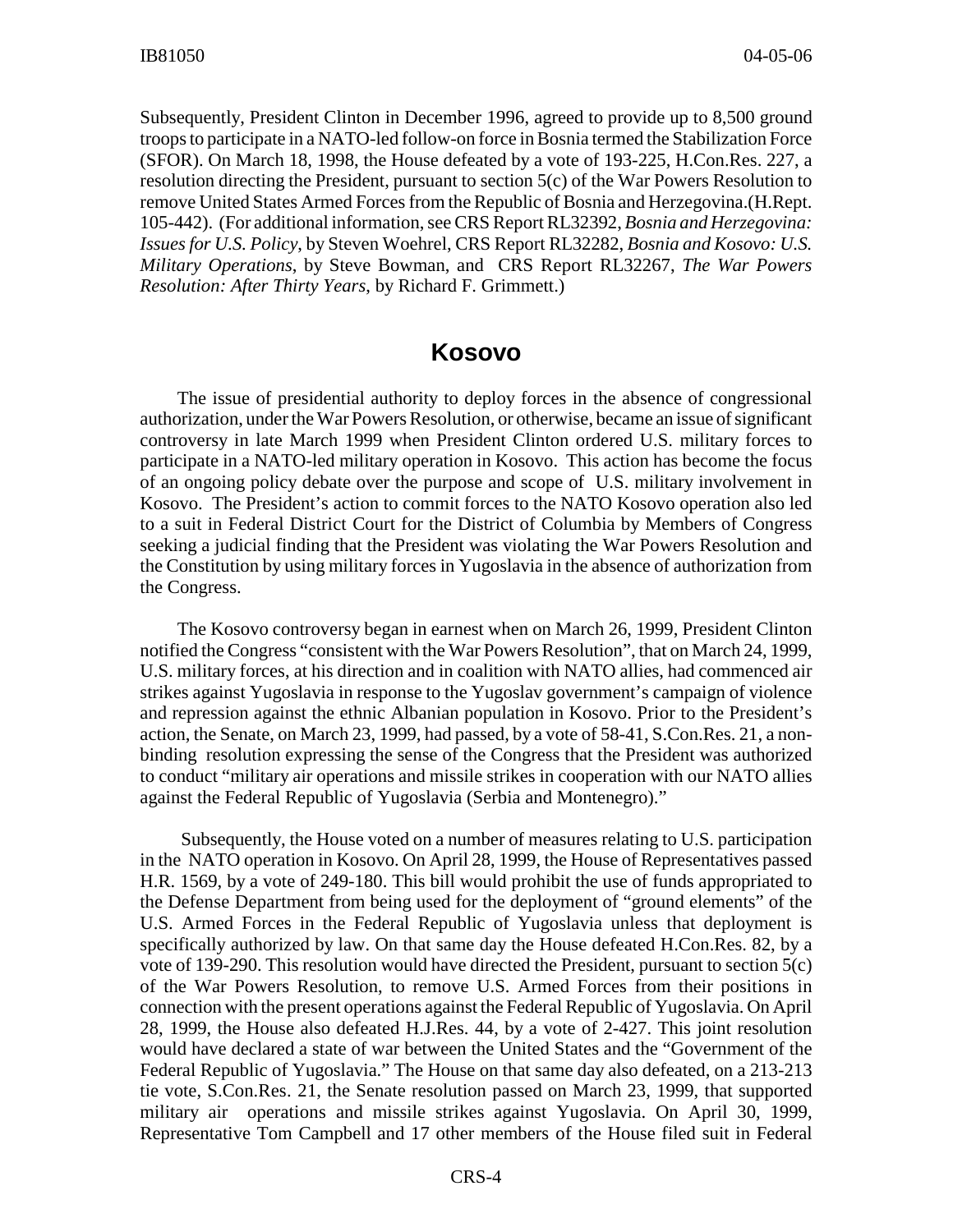Subsequently, President Clinton in December 1996, agreed to provide up to 8,500 ground troops to participate in a NATO-led follow-on force in Bosnia termed the Stabilization Force (SFOR). On March 18, 1998, the House defeated by a vote of 193-225, H.Con.Res. 227, a resolution directing the President, pursuant to section 5(c) of the War Powers Resolution to remove United States Armed Forces from the Republic of Bosnia and Herzegovina.(H.Rept. 105-442). (For additional information, see CRS Report RL32392, *Bosnia and Herzegovina: Issues for U.S. Policy*, by Steven Woehrel, CRS Report RL32282, *Bosnia and Kosovo: U.S. Military Operations*, by Steve Bowman, and CRS Report RL32267, *The War Powers Resolution: After Thirty Years*, by Richard F. Grimmett.)

## Kosovo

The issue of presidential authority to deploy forces in the absence of congressional authorization, under the War Powers Resolution, or otherwise, became an issue of significant controversy in late March 1999 when President Clinton ordered U.S. military forces to participate in a NATO-led military operation in Kosovo. This action has become the focus of an ongoing policy debate over the purpose and scope of U.S. military involvement in Kosovo. The President's action to commit forces to the NATO Kosovo operation also led to a suit in Federal District Court for the District of Columbia by Members of Congress seeking a judicial finding that the President was violating the War Powers Resolution and the Constitution by using military forces in Yugoslavia in the absence of authorization from the Congress.

The Kosovo controversy began in earnest when on March 26, 1999, President Clinton notified the Congress "consistent with the War Powers Resolution", that on March 24, 1999, U.S. military forces, at his direction and in coalition with NATO allies, had commenced air strikes against Yugoslavia in response to the Yugoslav government's campaign of violence and repression against the ethnic Albanian population in Kosovo. Prior to the President's action, the Senate, on March 23, 1999, had passed, by a vote of 58-41, S.Con.Res. 21, a non-binding resolution expressing the sense of the Congress that the President was authorized to conduct "military air operations and missile strikes in cooperation with our NATO allies against the Federal Republic of Yugoslavia (Serbia and Montenegro)."

Subsequently, the House voted on a number of measures relating to U.S. participation in the NATO operation in Kosovo. On April 28, 1999, the House of Representatives passed H.R. 1569, by a vote of 249-180. This bill would prohibit the use of funds appropriated to the Defense Department from being used for the deployment of "ground elements" of the U.S. Armed Forces in the Federal Republic of Yugoslavia unless that deployment is specifically authorized by law. On that same day the House defeated H.Con.Res. 82, by a vote of 139-290. This resolution would have directed the President, pursuant to section 5(c) of the War Powers Resolution, to remove U.S. Armed Forces from their positions in connection with the present operations against the Federal Republic of Yugoslavia. On April 28, 1999, the House also defeated H.J.Res. 44, by a vote of 2-427. This joint resolution would have declared a state of war between the United States and the "Government of the Federal Republic of Yugoslavia." The House on that same day also defeated, on a 213-213 tie vote, S.Con.Res. 21, the Senate resolution passed on March 23, 1999, that supported military air operations and missile strikes against Yugoslavia. On April 30, 1999, Representative Tom Campbell and 17 other members of the House filed suit in Federal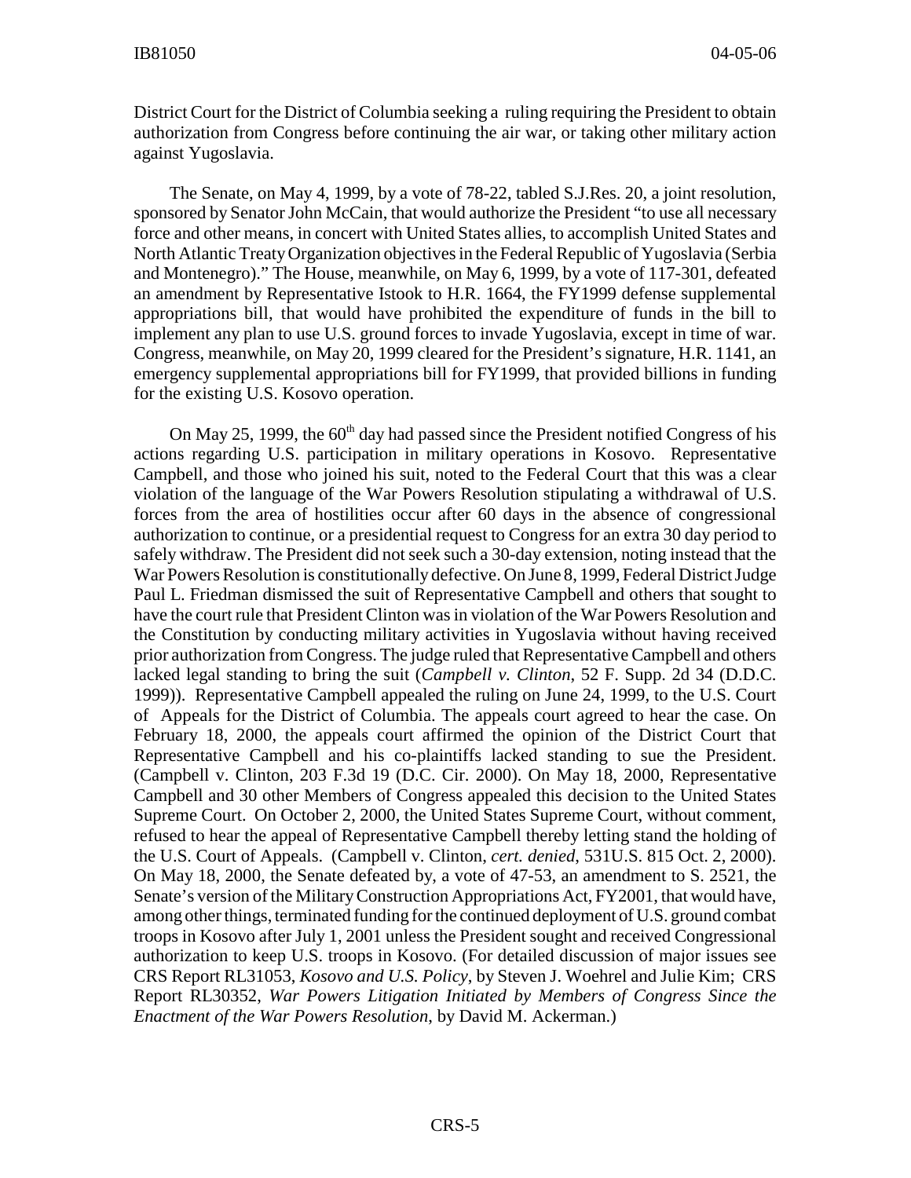District Court for the District of Columbia seeking a ruling requiring the President to obtain authorization from Congress before continuing the air war, or taking other military action against Yugoslavia.

The Senate, on May 4, 1999, by a vote of 78-22, tabled S.J.Res. 20, a joint resolution, sponsored by Senator John McCain, that would authorize the President "to use all necessary force and other means, in concert with United States allies, to accomplish United States and North Atlantic Treaty Organization objectives in the Federal Republic of Yugoslavia (Serbia and Montenegro)." The House, meanwhile, on May 6, 1999, by a vote of 117-301, defeated an amendment by Representative Istook to H.R. 1664, the FY1999 defense supplemental appropriations bill, that would have prohibited the expenditure of funds in the bill to implement any plan to use U.S. ground forces to invade Yugoslavia, except in time of war. Congress, meanwhile, on May 20, 1999 cleared for the President's signature, H.R. 1141, an emergency supplemental appropriations bill for FY1999, that provided billions in funding for the existing U.S. Kosovo operation.

On May 25, 1999, the 60th day had passed since the President notified Congress of his actions regarding U.S. participation in military operations in Kosovo. Representative Campbell, and those who joined his suit, noted to the Federal Court that this was a clear violation of the language of the War Powers Resolution stipulating a withdrawal of U.S. forces from the area of hostilities occur after 60 days in the absence of congressional authorization to continue, or a presidential request to Congress for an extra 30 day period to safely withdraw. The President did not seek such a 30-day extension, noting instead that the War Powers Resolution is constitutionally defective. On June 8, 1999, Federal District Judge Paul L. Friedman dismissed the suit of Representative Campbell and others that sought to have the court rule that President Clinton was in violation of the War Powers Resolution and the Constitution by conducting military activities in Yugoslavia without having received prior authorization from Congress. The judge ruled that Representative Campbell and others lacked legal standing to bring the suit (*Campbell v. Clinton*, 52 F. Supp. 2d 34 (D.D.C. 1999)). Representative Campbell appealed the ruling on June 24, 1999, to the U.S. Court of Appeals for the District of Columbia. The appeals court agreed to hear the case. On February 18, 2000, the appeals court affirmed the opinion of the District Court that Representative Campbell and his co-plaintiffs lacked standing to sue the President. (Campbell v. Clinton, 203 F.3d 19 (D.C. Cir. 2000). On May 18, 2000, Representative Campbell and 30 other Members of Congress appealed this decision to the United States Supreme Court. On October 2, 2000, the United States Supreme Court, without comment, refused to hear the appeal of Representative Campbell thereby letting stand the holding of the U.S. Court of Appeals. (Campbell v. Clinton, *cert. denied*, 531U.S. 815 Oct. 2, 2000). On May 18, 2000, the Senate defeated by, a vote of 47-53, an amendment to S. 2521, the Senate's version of the Military Construction Appropriations Act, FY2001, that would have, among other things, terminated funding for the continued deployment of U.S. ground combat troops in Kosovo after July 1, 2001 unless the President sought and received Congressional authorization to keep U.S. troops in Kosovo. (For detailed discussion of major issues see CRS Report RL31053, *Kosovo and U.S. Policy*, by Steven J. Woehrel and Julie Kim; CRS Report RL30352, *War Powers Litigation Initiated by Members of Congress Since the Enactment of the War Powers Resolution*, by David M. Ackerman.)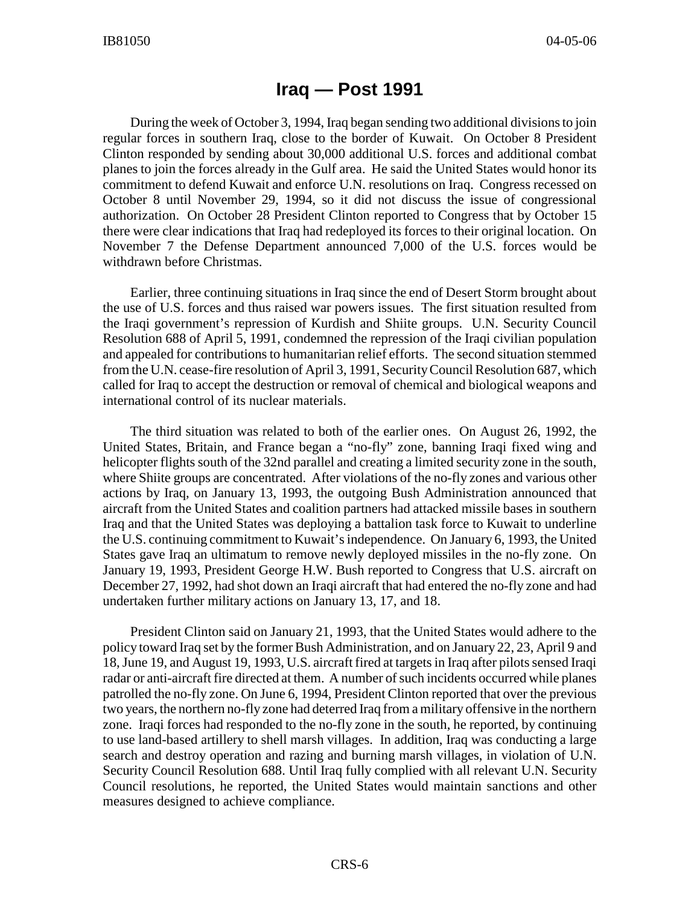## Iraq — Post 1991

During the week of October 3, 1994, Iraq began sending two additional divisions to join regular forces in southern Iraq, close to the border of Kuwait. On October 8 President Clinton responded by sending about 30,000 additional U.S. forces and additional combat planes to join the forces already in the Gulf area. He said the United States would honor its commitment to defend Kuwait and enforce U.N. resolutions on Iraq. Congress recessed on October 8 until November 29, 1994, so it did not discuss the issue of congressional authorization. On October 28 President Clinton reported to Congress that by October 15 there were clear indications that Iraq had redeployed its forces to their original location. On November 7 the Defense Department announced 7,000 of the U.S. forces would be withdrawn before Christmas.

Earlier, three continuing situations in Iraq since the end of Desert Storm brought about the use of U.S. forces and thus raised war powers issues. The first situation resulted from the Iraqi government's repression of Kurdish and Shiite groups. U.N. Security Council Resolution 688 of April 5, 1991, condemned the repression of the Iraqi civilian population and appealed for contributions to humanitarian relief efforts. The second situation stemmed from the U.N. cease-fire resolution of April 3, 1991, Security Council Resolution 687, which called for Iraq to accept the destruction or removal of chemical and biological weapons and international control of its nuclear materials.

The third situation was related to both of the earlier ones. On August 26, 1992, the United States, Britain, and France began a "no-fly" zone, banning Iraqi fixed wing and helicopter flights south of the 32nd parallel and creating a limited security zone in the south, where Shiite groups are concentrated. After violations of the no-fly zones and various other actions by Iraq, on January 13, 1993, the outgoing Bush Administration announced that aircraft from the United States and coalition partners had attacked missile bases in southern Iraq and that the United States was deploying a battalion task force to Kuwait to underline the U.S. continuing commitment to Kuwait's independence. On January 6, 1993, the United States gave Iraq an ultimatum to remove newly deployed missiles in the no-fly zone. On January 19, 1993, President George H.W. Bush reported to Congress that U.S. aircraft on December 27, 1992, had shot down an Iraqi aircraft that had entered the no-fly zone and had undertaken further military actions on January 13, 17, and 18.

President Clinton said on January 21, 1993, that the United States would adhere to the policy toward Iraq set by the former Bush Administration, and on January 22, 23, April 9 and 18, June 19, and August 19, 1993, U.S. aircraft fired at targets in Iraq after pilots sensed Iraqi radar or anti-aircraft fire directed at them. A number of such incidents occurred while planes patrolled the no-fly zone. On June 6, 1994, President Clinton reported that over the previous two years, the northern no-fly zone had deterred Iraq from a military offensive in the northern zone. Iraqi forces had responded to the no-fly zone in the south, he reported, by continuing to use land-based artillery to shell marsh villages. In addition, Iraq was conducting a large search and destroy operation and razing and burning marsh villages, in violation of U.N. Security Council Resolution 688. Until Iraq fully complied with all relevant U.N. Security Council resolutions, he reported, the United States would maintain sanctions and other measures designed to achieve compliance.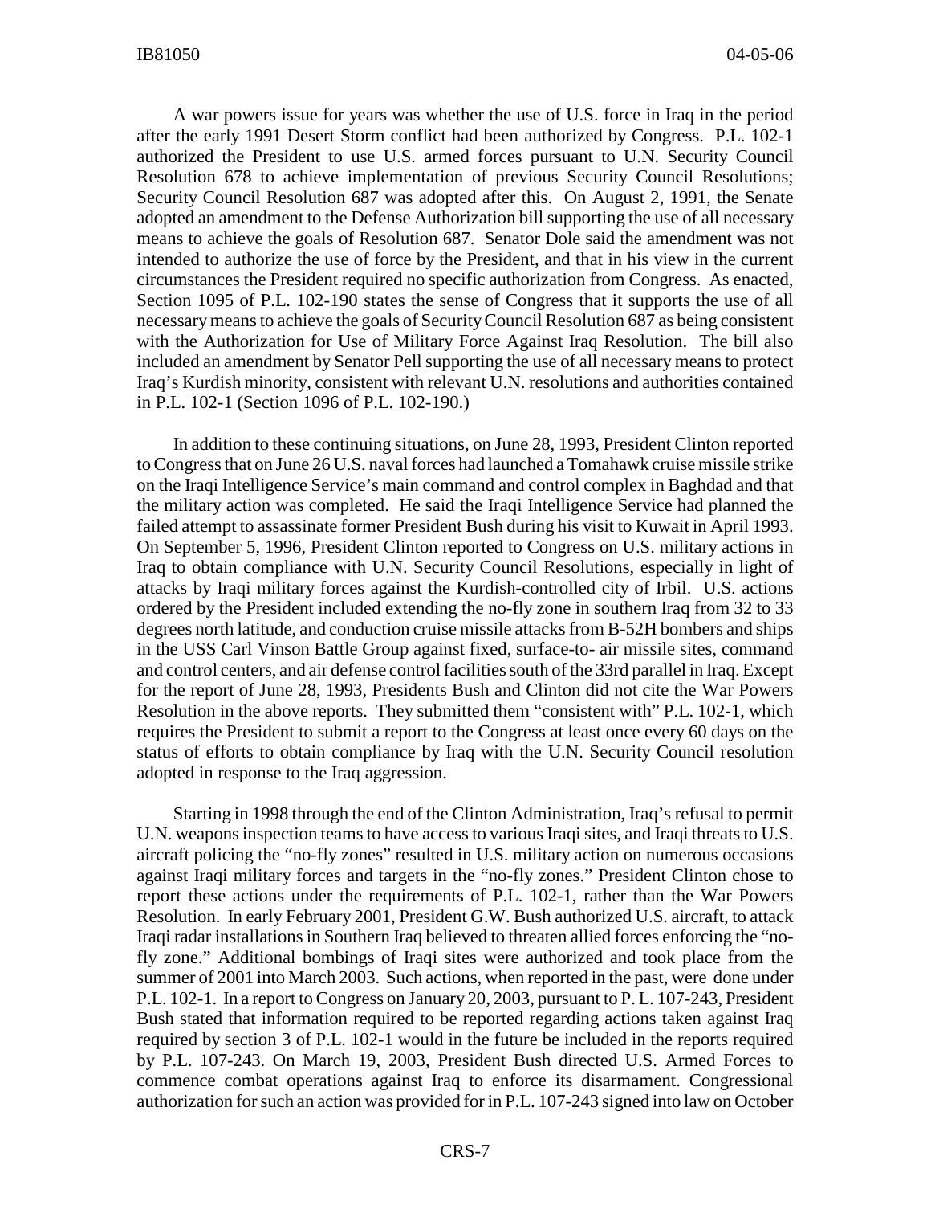A war powers issue for years was whether the use of U.S. force in Iraq in the period after the early 1991 Desert Storm conflict had been authorized by Congress. P.L. 102-1 authorized the President to use U.S. armed forces pursuant to U.N. Security Council Resolution 678 to achieve implementation of previous Security Council Resolutions; Security Council Resolution 687 was adopted after this. On August 2, 1991, the Senate adopted an amendment to the Defense Authorization bill supporting the use of all necessary means to achieve the goals of Resolution 687. Senator Dole said the amendment was not intended to authorize the use of force by the President, and that in his view in the current circumstances the President required no specific authorization from Congress. As enacted, Section 1095 of P.L. 102-190 states the sense of Congress that it supports the use of all necessary means to achieve the goals of Security Council Resolution 687 as being consistent with the Authorization for Use of Military Force Against Iraq Resolution. The bill also included an amendment by Senator Pell supporting the use of all necessary means to protect Iraq's Kurdish minority, consistent with relevant U.N. resolutions and authorities contained in P.L. 102-1 (Section 1096 of P.L. 102-190.)

In addition to these continuing situations, on June 28, 1993, President Clinton reported to Congress that on June 26 U.S. naval forces had launched a Tomahawk cruise missile strike on the Iraqi Intelligence Service's main command and control complex in Baghdad and that the military action was completed. He said the Iraqi Intelligence Service had planned the failed attempt to assassinate former President Bush during his visit to Kuwait in April 1993. On September 5, 1996, President Clinton reported to Congress on U.S. military actions in Iraq to obtain compliance with U.N. Security Council Resolutions, especially in light of attacks by Iraqi military forces against the Kurdish-controlled city of Irbil. U.S. actions ordered by the President included extending the no-fly zone in southern Iraq from 32 to 33 degrees north latitude, and conduction cruise missile attacks from B-52H bombers and ships in the USS Carl Vinson Battle Group against fixed, surface-to- air missile sites, command and control centers, and air defense control facilities south of the 33rd parallel in Iraq. Except for the report of June 28, 1993, Presidents Bush and Clinton did not cite the War Powers Resolution in the above reports. They submitted them "consistent with" P.L. 102-1, which requires the President to submit a report to the Congress at least once every 60 days on the status of efforts to obtain compliance by Iraq with the U.N. Security Council resolution adopted in response to the Iraq aggression.

Starting in 1998 through the end of the Clinton Administration, Iraq's refusal to permit U.N. weapons inspection teams to have access to various Iraqi sites, and Iraqi threats to U.S. aircraft policing the "no-fly zones" resulted in U.S. military action on numerous occasions against Iraqi military forces and targets in the "no-fly zones." President Clinton chose to report these actions under the requirements of P.L. 102-1, rather than the War Powers Resolution. In early February 2001, President G.W. Bush authorized U.S. aircraft, to attack Iraqi radar installations in Southern Iraq believed to threaten allied forces enforcing the "no-fly zone." Additional bombings of Iraqi sites were authorized and took place from the summer of 2001 into March 2003. Such actions, when reported in the past, were done under P.L. 102-1. In a report to Congress on January 20, 2003, pursuant to P. L. 107-243, President Bush stated that information required to be reported regarding actions taken against Iraq required by section 3 of P.L. 102-1 would in the future be included in the reports required by P.L. 107-243. On March 19, 2003, President Bush directed U.S. Armed Forces to commence combat operations against Iraq to enforce its disarmament. Congressional authorization for such an action was provided for in P.L. 107-243 signed into law on October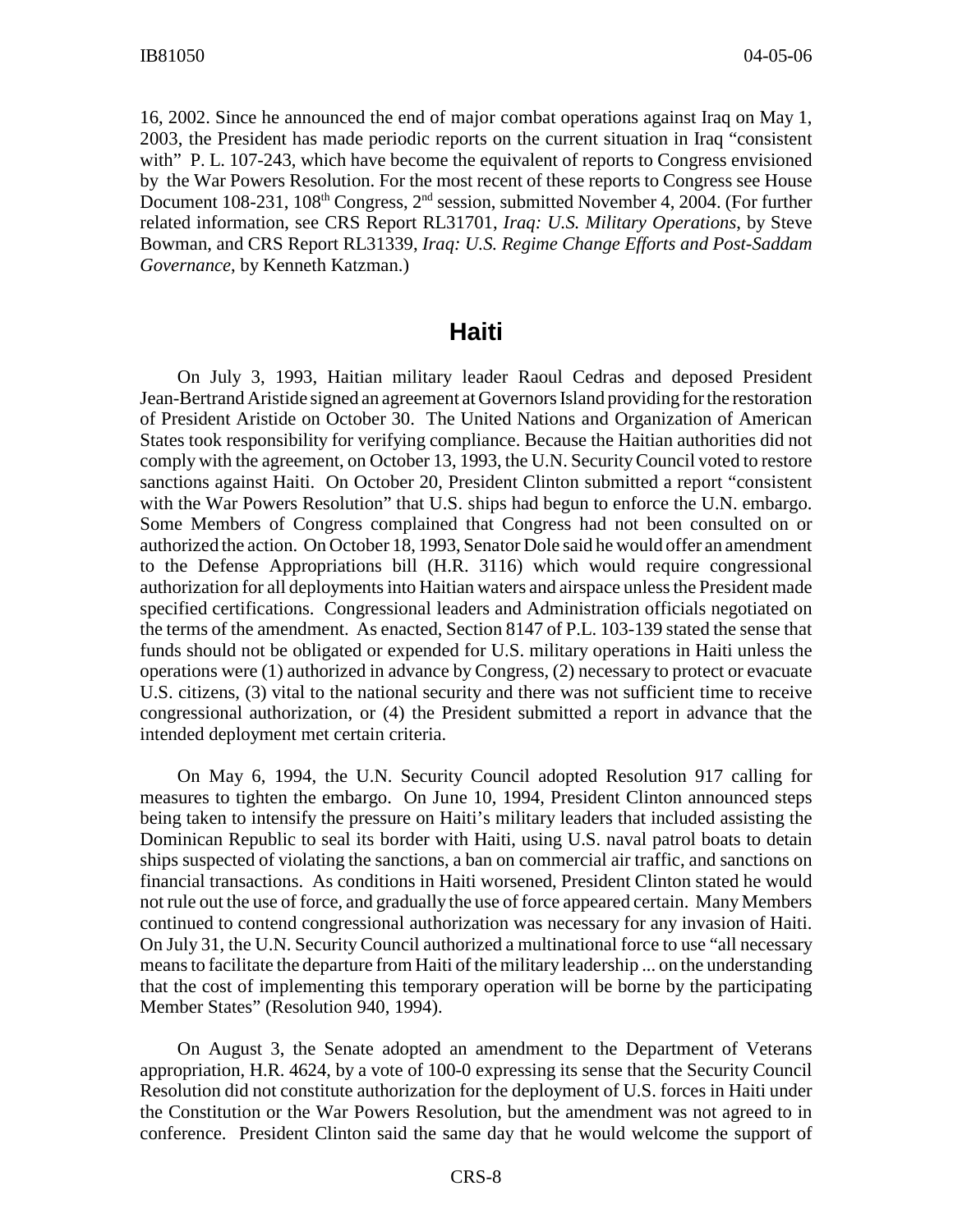16, 2002. Since he announced the end of major combat operations against Iraq on May 1, 2003, the President has made periodic reports on the current situation in Iraq "consistent with" P. L. 107-243, which have become the equivalent of reports to Congress envisioned by the War Powers Resolution. For the most recent of these reports to Congress see House Document 108-231, 108th Congress, 2nd session, submitted November 4, 2004. (For further related information, see CRS Report RL31701, *Iraq: U.S. Military Operations*, by Steve Bowman, and CRS Report RL31339, *Iraq: U.S. Regime Change Efforts and Post-Saddam Governance*, by Kenneth Katzman.)

## Haiti

On July 3, 1993, Haitian military leader Raoul Cedras and deposed President Jean-Bertrand Aristide signed an agreement at Governors Island providing for the restoration of President Aristide on October 30. The United Nations and Organization of American States took responsibility for verifying compliance. Because the Haitian authorities did not comply with the agreement, on October 13, 1993, the U.N. Security Council voted to restore sanctions against Haiti. On October 20, President Clinton submitted a report "consistent with the War Powers Resolution" that U.S. ships had begun to enforce the U.N. embargo. Some Members of Congress complained that Congress had not been consulted on or authorized the action. On October 18, 1993, Senator Dole said he would offer an amendment to the Defense Appropriations bill (H.R. 3116) which would require congressional authorization for all deployments into Haitian waters and airspace unless the President made specified certifications. Congressional leaders and Administration officials negotiated on the terms of the amendment. As enacted, Section 8147 of P.L. 103-139 stated the sense that funds should not be obligated or expended for U.S. military operations in Haiti unless the operations were (1) authorized in advance by Congress, (2) necessary to protect or evacuate U.S. citizens, (3) vital to the national security and there was not sufficient time to receive congressional authorization, or (4) the President submitted a report in advance that the intended deployment met certain criteria.

On May 6, 1994, the U.N. Security Council adopted Resolution 917 calling for measures to tighten the embargo. On June 10, 1994, President Clinton announced steps being taken to intensify the pressure on Haiti's military leaders that included assisting the Dominican Republic to seal its border with Haiti, using U.S. naval patrol boats to detain ships suspected of violating the sanctions, a ban on commercial air traffic, and sanctions on financial transactions. As conditions in Haiti worsened, President Clinton stated he would not rule out the use of force, and gradually the use of force appeared certain. Many Members continued to contend congressional authorization was necessary for any invasion of Haiti. On July 31, the U.N. Security Council authorized a multinational force to use "all necessary means to facilitate the departure from Haiti of the military leadership ... on the understanding that the cost of implementing this temporary operation will be borne by the participating Member States" (Resolution 940, 1994).

On August 3, the Senate adopted an amendment to the Department of Veterans appropriation, H.R. 4624, by a vote of 100-0 expressing its sense that the Security Council Resolution did not constitute authorization for the deployment of U.S. forces in Haiti under the Constitution or the War Powers Resolution, but the amendment was not agreed to in conference. President Clinton said the same day that he would welcome the support of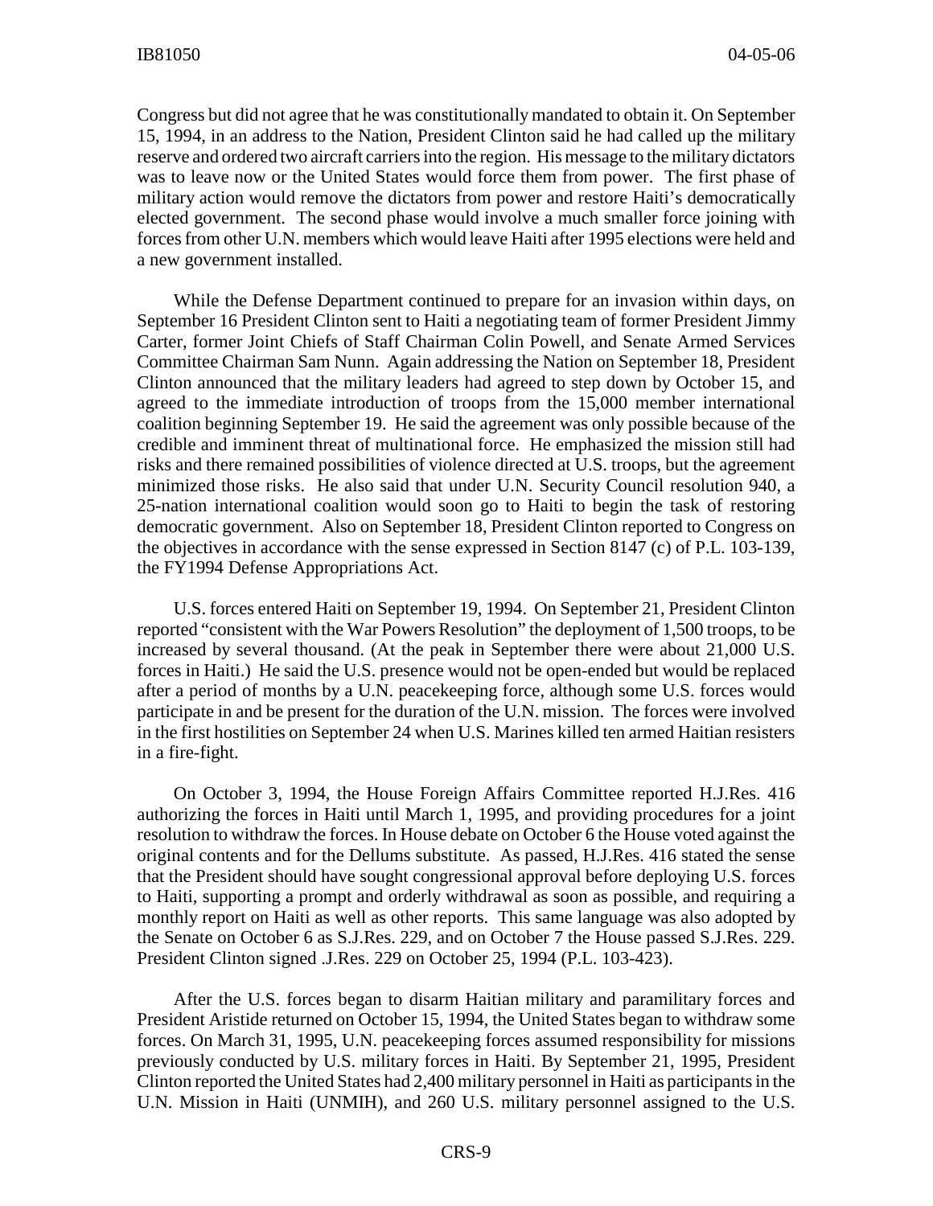Congress but did not agree that he was constitutionally mandated to obtain it. On September 15, 1994, in an address to the Nation, President Clinton said he had called up the military reserve and ordered two aircraft carriers into the region. His message to the military dictators was to leave now or the United States would force them from power. The first phase of military action would remove the dictators from power and restore Haiti's democratically elected government. The second phase would involve a much smaller force joining with forces from other U.N. members which would leave Haiti after 1995 elections were held and a new government installed.

While the Defense Department continued to prepare for an invasion within days, on September 16 President Clinton sent to Haiti a negotiating team of former President Jimmy Carter, former Joint Chiefs of Staff Chairman Colin Powell, and Senate Armed Services Committee Chairman Sam Nunn. Again addressing the Nation on September 18, President Clinton announced that the military leaders had agreed to step down by October 15, and agreed to the immediate introduction of troops from the 15,000 member international coalition beginning September 19. He said the agreement was only possible because of the credible and imminent threat of multinational force. He emphasized the mission still had risks and there remained possibilities of violence directed at U.S. troops, but the agreement minimized those risks. He also said that under U.N. Security Council resolution 940, a 25-nation international coalition would soon go to Haiti to begin the task of restoring democratic government. Also on September 18, President Clinton reported to Congress on the objectives in accordance with the sense expressed in Section 8147 (c) of P.L. 103-139, the FY1994 Defense Appropriations Act.

U.S. forces entered Haiti on September 19, 1994. On September 21, President Clinton reported "consistent with the War Powers Resolution" the deployment of 1,500 troops, to be increased by several thousand. (At the peak in September there were about 21,000 U.S. forces in Haiti.) He said the U.S. presence would not be open-ended but would be replaced after a period of months by a U.N. peacekeeping force, although some U.S. forces would participate in and be present for the duration of the U.N. mission. The forces were involved in the first hostilities on September 24 when U.S. Marines killed ten armed Haitian resisters in a fire-fight.

On October 3, 1994, the House Foreign Affairs Committee reported H.J.Res. 416 authorizing the forces in Haiti until March 1, 1995, and providing procedures for a joint resolution to withdraw the forces. In House debate on October 6 the House voted against the original contents and for the Dellums substitute. As passed, H.J.Res. 416 stated the sense that the President should have sought congressional approval before deploying U.S. forces to Haiti, supporting a prompt and orderly withdrawal as soon as possible, and requiring a monthly report on Haiti as well as other reports. This same language was also adopted by the Senate on October 6 as S.J.Res. 229, and on October 7 the House passed S.J.Res. 229. President Clinton signed .J.Res. 229 on October 25, 1994 (P.L. 103-423).

After the U.S. forces began to disarm Haitian military and paramilitary forces and President Aristide returned on October 15, 1994, the United States began to withdraw some forces. On March 31, 1995, U.N. peacekeeping forces assumed responsibility for missions previously conducted by U.S. military forces in Haiti. By September 21, 1995, President Clinton reported the United States had 2,400 military personnel in Haiti as participants in the U.N. Mission in Haiti (UNMIH), and 260 U.S. military personnel assigned to the U.S.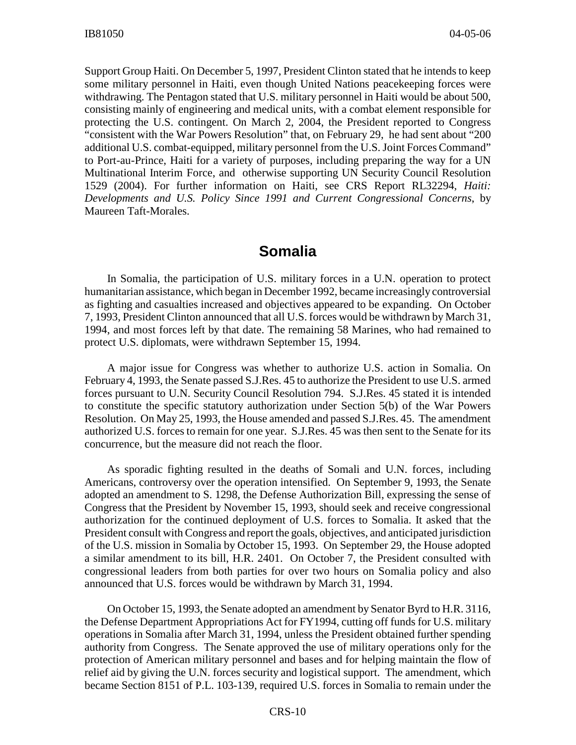Support Group Haiti. On December 5, 1997, President Clinton stated that he intends to keep some military personnel in Haiti, even though United Nations peacekeeping forces were withdrawing. The Pentagon stated that U.S. military personnel in Haiti would be about 500, consisting mainly of engineering and medical units, with a combat element responsible for protecting the U.S. contingent. On March 2, 2004, the President reported to Congress "consistent with the War Powers Resolution" that, on February 29, he had sent about "200 additional U.S. combat-equipped, military personnel from the U.S. Joint Forces Command" to Port-au-Prince, Haiti for a variety of purposes, including preparing the way for a UN Multinational Interim Force, and otherwise supporting UN Security Council Resolution 1529 (2004). For further information on Haiti, see CRS Report RL32294, *Haiti: Developments and U.S. Policy Since 1991 and Current Congressional Concerns*, by Maureen Taft-Morales.

## Somalia

In Somalia, the participation of U.S. military forces in a U.N. operation to protect humanitarian assistance, which began in December 1992, became increasingly controversial as fighting and casualties increased and objectives appeared to be expanding. On October 7, 1993, President Clinton announced that all U.S. forces would be withdrawn by March 31, 1994, and most forces left by that date. The remaining 58 Marines, who had remained to protect U.S. diplomats, were withdrawn September 15, 1994.

A major issue for Congress was whether to authorize U.S. action in Somalia. On February 4, 1993, the Senate passed S.J.Res. 45 to authorize the President to use U.S. armed forces pursuant to U.N. Security Council Resolution 794. S.J.Res. 45 stated it is intended to constitute the specific statutory authorization under Section 5(b) of the War Powers Resolution. On May 25, 1993, the House amended and passed S.J.Res. 45. The amendment authorized U.S. forces to remain for one year. S.J.Res. 45 was then sent to the Senate for its concurrence, but the measure did not reach the floor.

As sporadic fighting resulted in the deaths of Somali and U.N. forces, including Americans, controversy over the operation intensified. On September 9, 1993, the Senate adopted an amendment to S. 1298, the Defense Authorization Bill, expressing the sense of Congress that the President by November 15, 1993, should seek and receive congressional authorization for the continued deployment of U.S. forces to Somalia. It asked that the President consult with Congress and report the goals, objectives, and anticipated jurisdiction of the U.S. mission in Somalia by October 15, 1993. On September 29, the House adopted a similar amendment to its bill, H.R. 2401. On October 7, the President consulted with congressional leaders from both parties for over two hours on Somalia policy and also announced that U.S. forces would be withdrawn by March 31, 1994.

On October 15, 1993, the Senate adopted an amendment by Senator Byrd to H.R. 3116, the Defense Department Appropriations Act for FY1994, cutting off funds for U.S. military operations in Somalia after March 31, 1994, unless the President obtained further spending authority from Congress. The Senate approved the use of military operations only for the protection of American military personnel and bases and for helping maintain the flow of relief aid by giving the U.N. forces security and logistical support. The amendment, which became Section 8151 of P.L. 103-139, required U.S. forces in Somalia to remain under the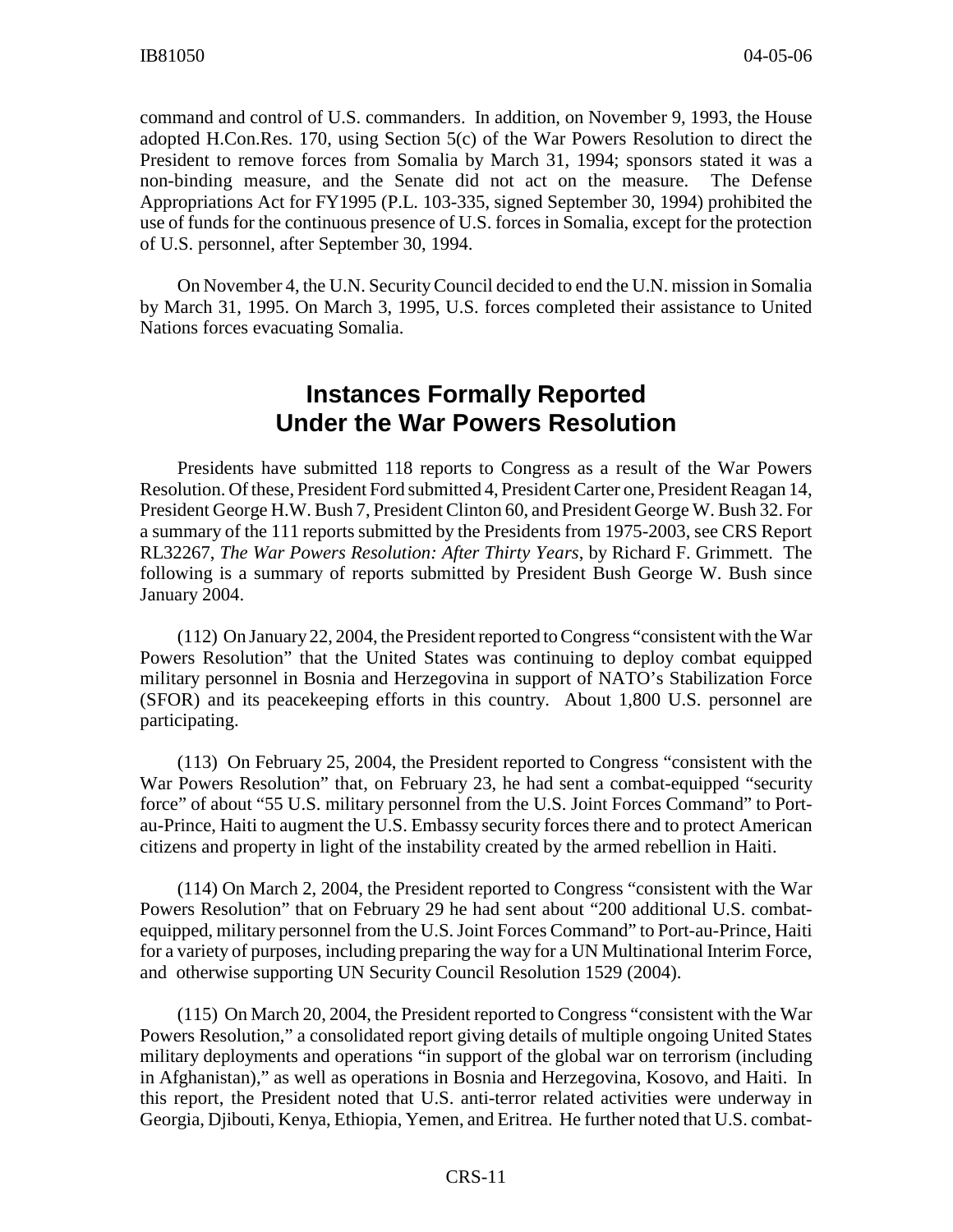command and control of U.S. commanders. In addition, on November 9, 1993, the House adopted H.Con.Res. 170, using Section 5(c) of the War Powers Resolution to direct the President to remove forces from Somalia by March 31, 1994; sponsors stated it was a non-binding measure, and the Senate did not act on the measure. The Defense Appropriations Act for FY1995 (P.L. 103-335, signed September 30, 1994) prohibited the use of funds for the continuous presence of U.S. forces in Somalia, except for the protection of U.S. personnel, after September 30, 1994.

On November 4, the U.N. Security Council decided to end the U.N. mission in Somalia by March 31, 1995. On March 3, 1995, U.S. forces completed their assistance to United Nations forces evacuating Somalia.

## Instances Formally Reported Under the War Powers Resolution

Presidents have submitted 118 reports to Congress as a result of the War Powers Resolution. Of these, President Ford submitted 4, President Carter one, President Reagan 14, President George H.W. Bush 7, President Clinton 60, and President George W. Bush 32. For a summary of the 111 reports submitted by the Presidents from 1975-2003, see CRS Report RL32267, *The War Powers Resolution: After Thirty Years*, by Richard F. Grimmett. The following is a summary of reports submitted by President Bush George W. Bush since January 2004.

(112) On January 22, 2004, the President reported to Congress "consistent with the War Powers Resolution" that the United States was continuing to deploy combat equipped military personnel in Bosnia and Herzegovina in support of NATO's Stabilization Force (SFOR) and its peacekeeping efforts in this country. About 1,800 U.S. personnel are participating.

(113) On February 25, 2004, the President reported to Congress "consistent with the War Powers Resolution" that, on February 23, he had sent a combat-equipped "security force" of about "55 U.S. military personnel from the U.S. Joint Forces Command" to Port-au-Prince, Haiti to augment the U.S. Embassy security forces there and to protect American citizens and property in light of the instability created by the armed rebellion in Haiti.

(114) On March 2, 2004, the President reported to Congress "consistent with the War Powers Resolution" that on February 29 he had sent about "200 additional U.S. combat-equipped, military personnel from the U.S. Joint Forces Command" to Port-au-Prince, Haiti for a variety of purposes, including preparing the way for a UN Multinational Interim Force, and otherwise supporting UN Security Council Resolution 1529 (2004).

(115) On March 20, 2004, the President reported to Congress "consistent with the War Powers Resolution," a consolidated report giving details of multiple ongoing United States military deployments and operations "in support of the global war on terrorism (including in Afghanistan)," as well as operations in Bosnia and Herzegovina, Kosovo, and Haiti. In this report, the President noted that U.S. anti-terror related activities were underway in Georgia, Djibouti, Kenya, Ethiopia, Yemen, and Eritrea. He further noted that U.S. combat-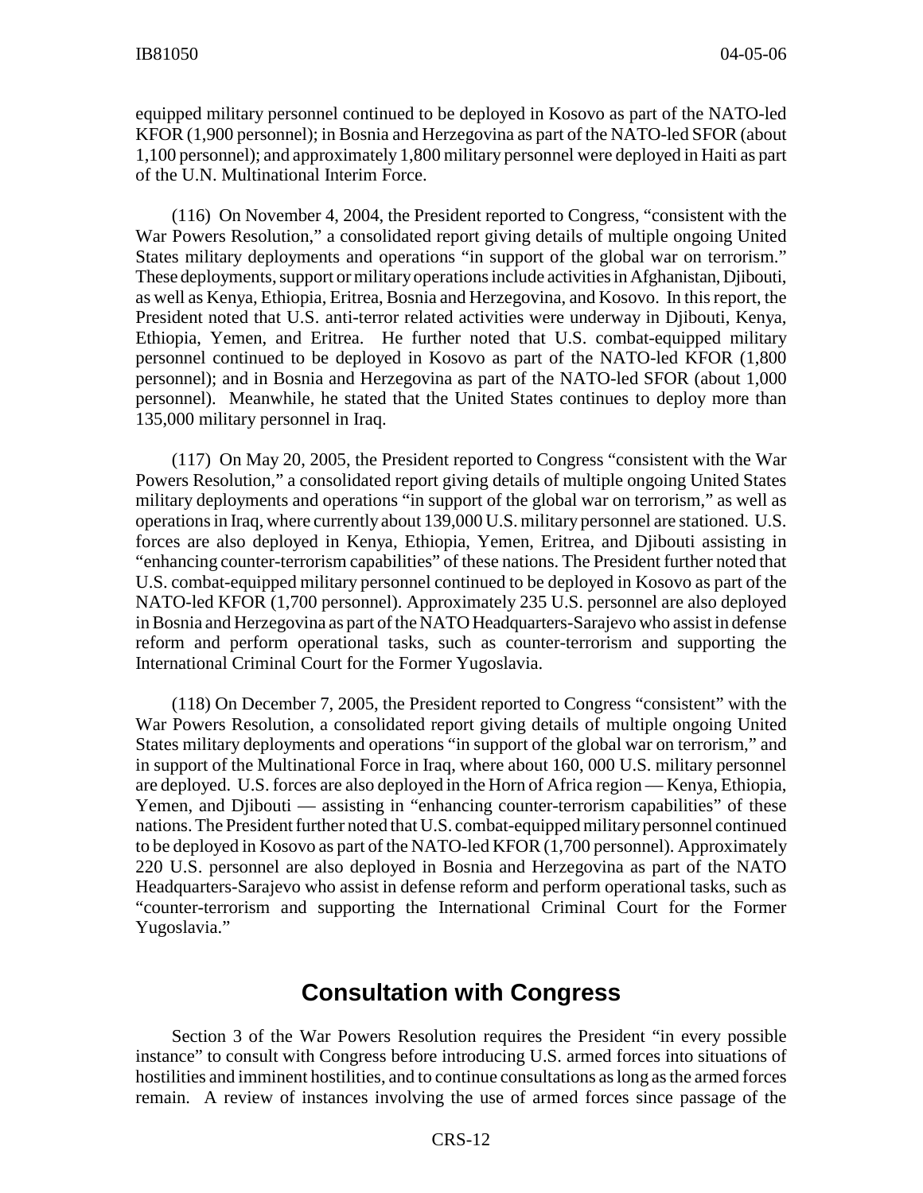equipped military personnel continued to be deployed in Kosovo as part of the NATO-led KFOR (1,900 personnel); in Bosnia and Herzegovina as part of the NATO-led SFOR (about 1,100 personnel); and approximately 1,800 military personnel were deployed in Haiti as part of the U.N. Multinational Interim Force.

(116) On November 4, 2004, the President reported to Congress, "consistent with the War Powers Resolution," a consolidated report giving details of multiple ongoing United States military deployments and operations "in support of the global war on terrorism." These deployments, support or military operations include activities in Afghanistan, Djibouti, as well as Kenya, Ethiopia, Eritrea, Bosnia and Herzegovina, and Kosovo. In this report, the President noted that U.S. anti-terror related activities were underway in Djibouti, Kenya, Ethiopia, Yemen, and Eritrea. He further noted that U.S. combat-equipped military personnel continued to be deployed in Kosovo as part of the NATO-led KFOR (1,800 personnel); and in Bosnia and Herzegovina as part of the NATO-led SFOR (about 1,000 personnel). Meanwhile, he stated that the United States continues to deploy more than 135,000 military personnel in Iraq.

(117) On May 20, 2005, the President reported to Congress "consistent with the War Powers Resolution," a consolidated report giving details of multiple ongoing United States military deployments and operations "in support of the global war on terrorism," as well as operations in Iraq, where currently about 139,000 U.S. military personnel are stationed. U.S. forces are also deployed in Kenya, Ethiopia, Yemen, Eritrea, and Djibouti assisting in "enhancing counter-terrorism capabilities" of these nations. The President further noted that U.S. combat-equipped military personnel continued to be deployed in Kosovo as part of the NATO-led KFOR (1,700 personnel). Approximately 235 U.S. personnel are also deployed in Bosnia and Herzegovina as part of the NATO Headquarters-Sarajevo who assist in defense reform and perform operational tasks, such as counter-terrorism and supporting the International Criminal Court for the Former Yugoslavia.

(118) On December 7, 2005, the President reported to Congress "consistent" with the War Powers Resolution, a consolidated report giving details of multiple ongoing United States military deployments and operations "in support of the global war on terrorism," and in support of the Multinational Force in Iraq, where about 160, 000 U.S. military personnel are deployed. U.S. forces are also deployed in the Horn of Africa region — Kenya, Ethiopia, Yemen, and Djibouti — assisting in "enhancing counter-terrorism capabilities" of these nations. The President further noted that U.S. combat-equipped military personnel continued to be deployed in Kosovo as part of the NATO-led KFOR (1,700 personnel). Approximately 220 U.S. personnel are also deployed in Bosnia and Herzegovina as part of the NATO Headquarters-Sarajevo who assist in defense reform and perform operational tasks, such as "counter-terrorism and supporting the International Criminal Court for the Former Yugoslavia."

## Consultation with Congress

Section 3 of the War Powers Resolution requires the President "in every possible instance" to consult with Congress before introducing U.S. armed forces into situations of hostilities and imminent hostilities, and to continue consultations as long as the armed forces remain. A review of instances involving the use of armed forces since passage of the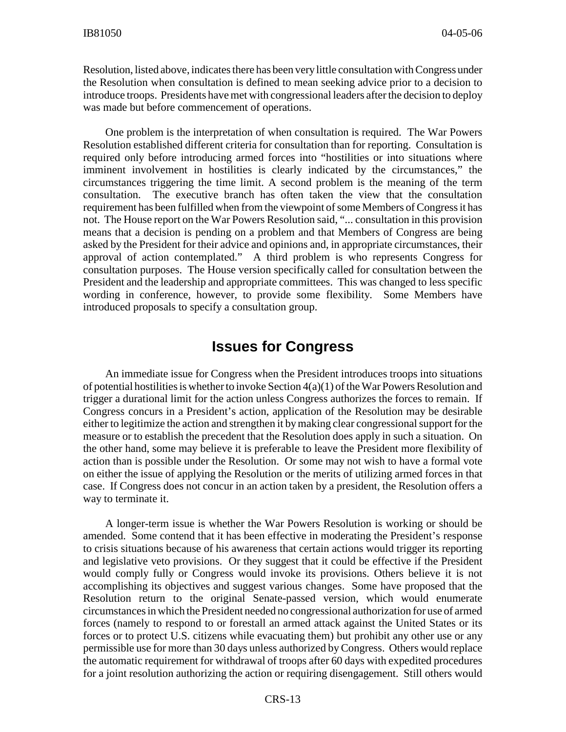Resolution, listed above, indicates there has been very little consultation with Congress under the Resolution when consultation is defined to mean seeking advice prior to a decision to introduce troops. Presidents have met with congressional leaders after the decision to deploy was made but before commencement of operations.

One problem is the interpretation of when consultation is required. The War Powers Resolution established different criteria for consultation than for reporting. Consultation is required only before introducing armed forces into "hostilities or into situations where imminent involvement in hostilities is clearly indicated by the circumstances," the circumstances triggering the time limit. A second problem is the meaning of the term consultation. The executive branch has often taken the view that the consultation requirement has been fulfilled when from the viewpoint of some Members of Congress it has not. The House report on the War Powers Resolution said, "... consultation in this provision means that a decision is pending on a problem and that Members of Congress are being asked by the President for their advice and opinions and, in appropriate circumstances, their approval of action contemplated." A third problem is who represents Congress for consultation purposes. The House version specifically called for consultation between the President and the leadership and appropriate committees. This was changed to less specific wording in conference, however, to provide some flexibility. Some Members have introduced proposals to specify a consultation group.

## Issues for Congress

An immediate issue for Congress when the President introduces troops into situations of potential hostilities is whether to invoke Section 4(a)(1) of the War Powers Resolution and trigger a durational limit for the action unless Congress authorizes the forces to remain. If Congress concurs in a President's action, application of the Resolution may be desirable either to legitimize the action and strengthen it by making clear congressional support for the measure or to establish the precedent that the Resolution does apply in such a situation. On the other hand, some may believe it is preferable to leave the President more flexibility of action than is possible under the Resolution. Or some may not wish to have a formal vote on either the issue of applying the Resolution or the merits of utilizing armed forces in that case. If Congress does not concur in an action taken by a president, the Resolution offers a way to terminate it.

A longer-term issue is whether the War Powers Resolution is working or should be amended. Some contend that it has been effective in moderating the President's response to crisis situations because of his awareness that certain actions would trigger its reporting and legislative veto provisions. Or they suggest that it could be effective if the President would comply fully or Congress would invoke its provisions. Others believe it is not accomplishing its objectives and suggest various changes. Some have proposed that the Resolution return to the original Senate-passed version, which would enumerate circumstances in which the President needed no congressional authorization for use of armed forces (namely to respond to or forestall an armed attack against the United States or its forces or to protect U.S. citizens while evacuating them) but prohibit any other use or any permissible use for more than 30 days unless authorized by Congress. Others would replace the automatic requirement for withdrawal of troops after 60 days with expedited procedures for a joint resolution authorizing the action or requiring disengagement. Still others would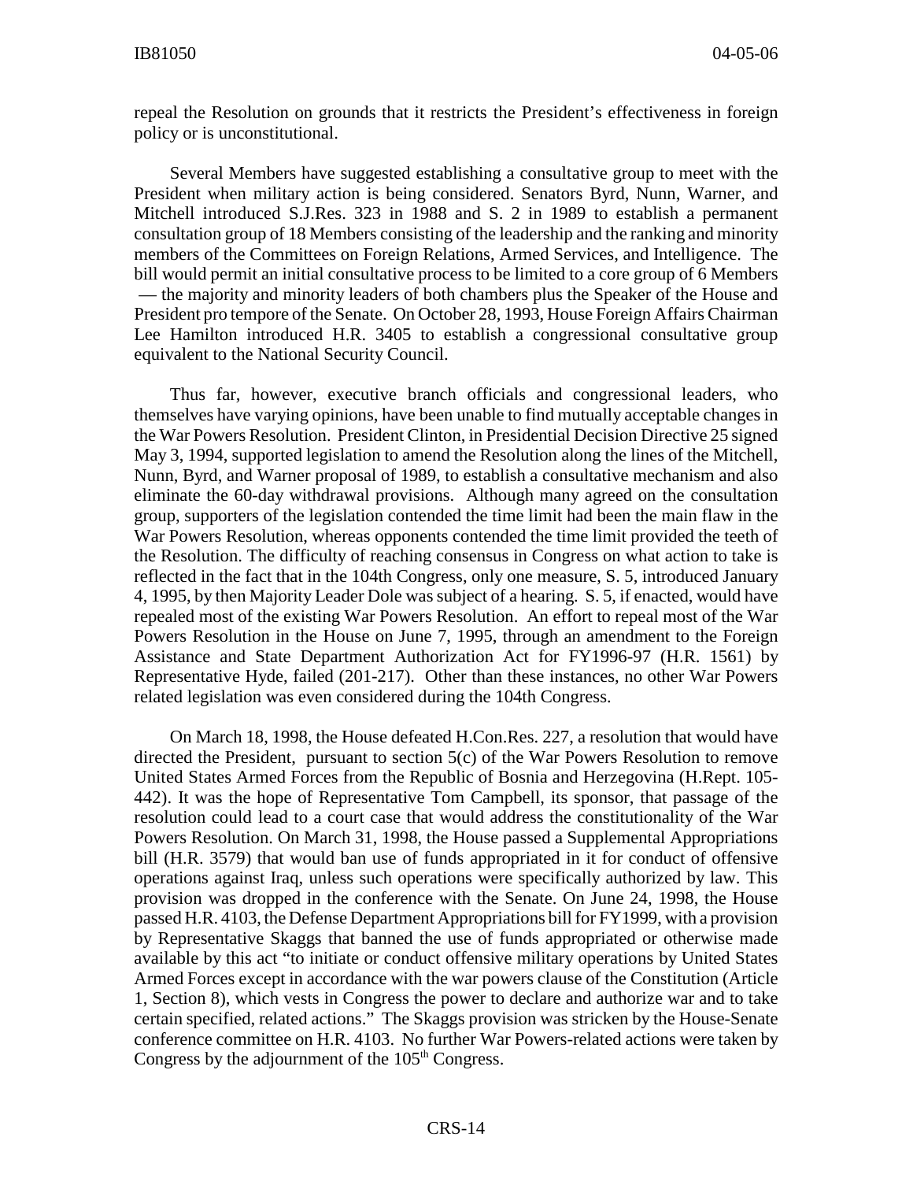repeal the Resolution on grounds that it restricts the President's effectiveness in foreign policy or is unconstitutional.

Several Members have suggested establishing a consultative group to meet with the President when military action is being considered. Senators Byrd, Nunn, Warner, and Mitchell introduced S.J.Res. 323 in 1988 and S. 2 in 1989 to establish a permanent consultation group of 18 Members consisting of the leadership and the ranking and minority members of the Committees on Foreign Relations, Armed Services, and Intelligence. The bill would permit an initial consultative process to be limited to a core group of 6 Members — the majority and minority leaders of both chambers plus the Speaker of the House and President pro tempore of the Senate. On October 28, 1993, House Foreign Affairs Chairman Lee Hamilton introduced H.R. 3405 to establish a congressional consultative group equivalent to the National Security Council.

Thus far, however, executive branch officials and congressional leaders, who themselves have varying opinions, have been unable to find mutually acceptable changes in the War Powers Resolution. President Clinton, in Presidential Decision Directive 25 signed May 3, 1994, supported legislation to amend the Resolution along the lines of the Mitchell, Nunn, Byrd, and Warner proposal of 1989, to establish a consultative mechanism and also eliminate the 60-day withdrawal provisions. Although many agreed on the consultation group, supporters of the legislation contended the time limit had been the main flaw in the War Powers Resolution, whereas opponents contended the time limit provided the teeth of the Resolution. The difficulty of reaching consensus in Congress on what action to take is reflected in the fact that in the 104th Congress, only one measure, S. 5, introduced January 4, 1995, by then Majority Leader Dole was subject of a hearing. S. 5, if enacted, would have repealed most of the existing War Powers Resolution. An effort to repeal most of the War Powers Resolution in the House on June 7, 1995, through an amendment to the Foreign Assistance and State Department Authorization Act for FY1996-97 (H.R. 1561) by Representative Hyde, failed (201-217). Other than these instances, no other War Powers related legislation was even considered during the 104th Congress.

On March 18, 1998, the House defeated H.Con.Res. 227, a resolution that would have directed the President, pursuant to section 5(c) of the War Powers Resolution to remove United States Armed Forces from the Republic of Bosnia and Herzegovina (H.Rept. 105-442). It was the hope of Representative Tom Campbell, its sponsor, that passage of the resolution could lead to a court case that would address the constitutionality of the War Powers Resolution. On March 31, 1998, the House passed a Supplemental Appropriations bill (H.R. 3579) that would ban use of funds appropriated in it for conduct of offensive operations against Iraq, unless such operations were specifically authorized by law. This provision was dropped in the conference with the Senate. On June 24, 1998, the House passed H.R. 4103, the Defense Department Appropriations bill for FY1999, with a provision by Representative Skaggs that banned the use of funds appropriated or otherwise made available by this act "to initiate or conduct offensive military operations by United States Armed Forces except in accordance with the war powers clause of the Constitution (Article 1, Section 8), which vests in Congress the power to declare and authorize war and to take certain specified, related actions." The Skaggs provision was stricken by the House-Senate conference committee on H.R. 4103. No further War Powers-related actions were taken by Congress by the adjournment of the 105th Congress.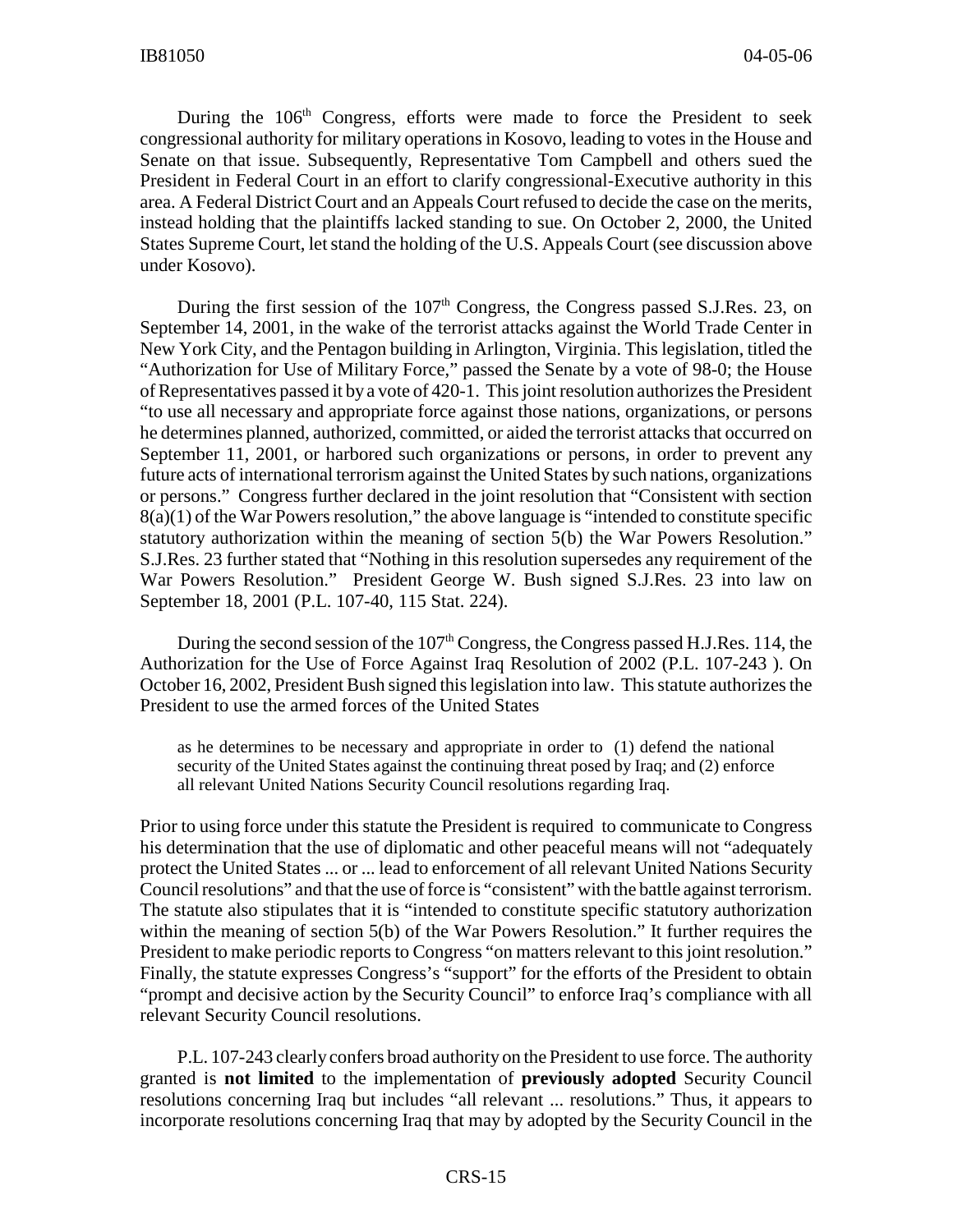During the 106th Congress, efforts were made to force the President to seek congressional authority for military operations in Kosovo, leading to votes in the House and Senate on that issue. Subsequently, Representative Tom Campbell and others sued the President in Federal Court in an effort to clarify congressional-Executive authority in this area. A Federal District Court and an Appeals Court refused to decide the case on the merits, instead holding that the plaintiffs lacked standing to sue. On October 2, 2000, the United States Supreme Court, let stand the holding of the U.S. Appeals Court (see discussion above under Kosovo).

During the first session of the 107th Congress, the Congress passed S.J.Res. 23, on September 14, 2001, in the wake of the terrorist attacks against the World Trade Center in New York City, and the Pentagon building in Arlington, Virginia. This legislation, titled the "Authorization for Use of Military Force," passed the Senate by a vote of 98-0; the House of Representatives passed it by a vote of 420-1. This joint resolution authorizes the President "to use all necessary and appropriate force against those nations, organizations, or persons he determines planned, authorized, committed, or aided the terrorist attacks that occurred on September 11, 2001, or harbored such organizations or persons, in order to prevent any future acts of international terrorism against the United States by such nations, organizations or persons." Congress further declared in the joint resolution that "Consistent with section 8(a)(1) of the War Powers resolution," the above language is "intended to constitute specific statutory authorization within the meaning of section 5(b) the War Powers Resolution." S.J.Res. 23 further stated that "Nothing in this resolution supersedes any requirement of the War Powers Resolution." President George W. Bush signed S.J.Res. 23 into law on September 18, 2001 (P.L. 107-40, 115 Stat. 224).

During the second session of the 107th Congress, the Congress passed H.J.Res. 114, the Authorization for the Use of Force Against Iraq Resolution of 2002 (P.L. 107-243 ). On October 16, 2002, President Bush signed this legislation into law. This statute authorizes the President to use the armed forces of the United States

> as he determines to be necessary and appropriate in order to (1) defend the national security of the United States against the continuing threat posed by Iraq; and (2) enforce all relevant United Nations Security Council resolutions regarding Iraq.

Prior to using force under this statute the President is required to communicate to Congress his determination that the use of diplomatic and other peaceful means will not "adequately protect the United States ... or ... lead to enforcement of all relevant United Nations Security Council resolutions" and that the use of force is "consistent" with the battle against terrorism. The statute also stipulates that it is "intended to constitute specific statutory authorization within the meaning of section 5(b) of the War Powers Resolution." It further requires the President to make periodic reports to Congress "on matters relevant to this joint resolution." Finally, the statute expresses Congress's "support" for the efforts of the President to obtain "prompt and decisive action by the Security Council" to enforce Iraq's compliance with all relevant Security Council resolutions.

P.L. 107-243 clearly confers broad authority on the President to use force. The authority granted is **not limited** to the implementation of **previously adopted** Security Council resolutions concerning Iraq but includes "all relevant ... resolutions." Thus, it appears to incorporate resolutions concerning Iraq that may by adopted by the Security Council in the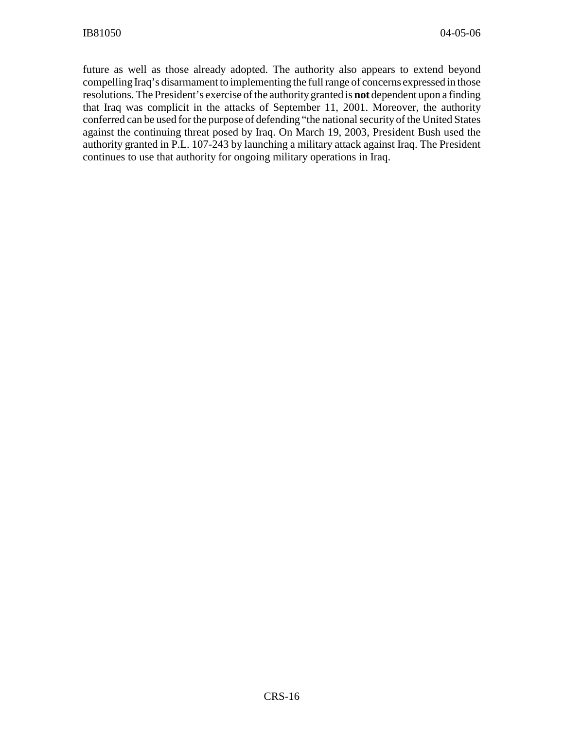future as well as those already adopted. The authority also appears to extend beyond compelling Iraq's disarmament to implementing the full range of concerns expressed in those resolutions. The President's exercise of the authority granted is **not** dependent upon a finding that Iraq was complicit in the attacks of September 11, 2001. Moreover, the authority conferred can be used for the purpose of defending "the national security of the United States against the continuing threat posed by Iraq. On March 19, 2003, President Bush used the authority granted in P.L. 107-243 by launching a military attack against Iraq. The President continues to use that authority for ongoing military operations in Iraq.